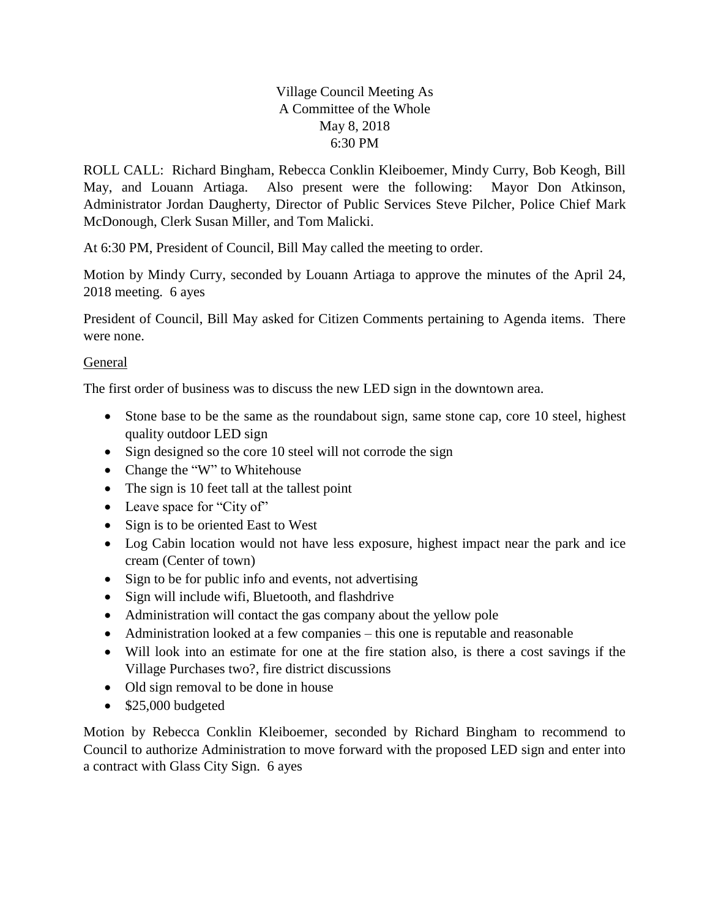# Village Council Meeting As A Committee of the Whole
May 8, 2018
6:30 PM

ROLL CALL: Richard Bingham, Rebecca Conklin Kleiboemer, Mindy Curry, Bob Keogh, Bill May, and Louann Artiaga. Also present were the following: Mayor Don Atkinson, Administrator Jordan Daugherty, Director of Public Services Steve Pilcher, Police Chief Mark McDonough, Clerk Susan Miller, and Tom Malicki.

At 6:30 PM, President of Council, Bill May called the meeting to order.

Motion by Mindy Curry, seconded by Louann Artiaga to approve the minutes of the April 24, 2018 meeting. 6 ayes

President of Council, Bill May asked for Citizen Comments pertaining to Agenda items. There were none.

## General

The first order of business was to discuss the new LED sign in the downtown area.

- Stone base to be the same as the roundabout sign, same stone cap, core 10 steel, highest quality outdoor LED sign
- Sign designed so the core 10 steel will not corrode the sign
- Change the "W" to Whitehouse
- The sign is 10 feet tall at the tallest point
- Leave space for "City of"
- Sign is to be oriented East to West
- Log Cabin location would not have less exposure, highest impact near the park and ice cream (Center of town)
- Sign to be for public info and events, not advertising
- Sign will include wifi, Bluetooth, and flashdrive
- Administration will contact the gas company about the yellow pole
- Administration looked at a few companies – this one is reputable and reasonable
- Will look into an estimate for one at the fire station also, is there a cost savings if the Village Purchases two?, fire district discussions
- Old sign removal to be done in house
- $25,000 budgeted

Motion by Rebecca Conklin Kleiboemer, seconded by Richard Bingham to recommend to Council to authorize Administration to move forward with the proposed LED sign and enter into a contract with Glass City Sign. 6 ayes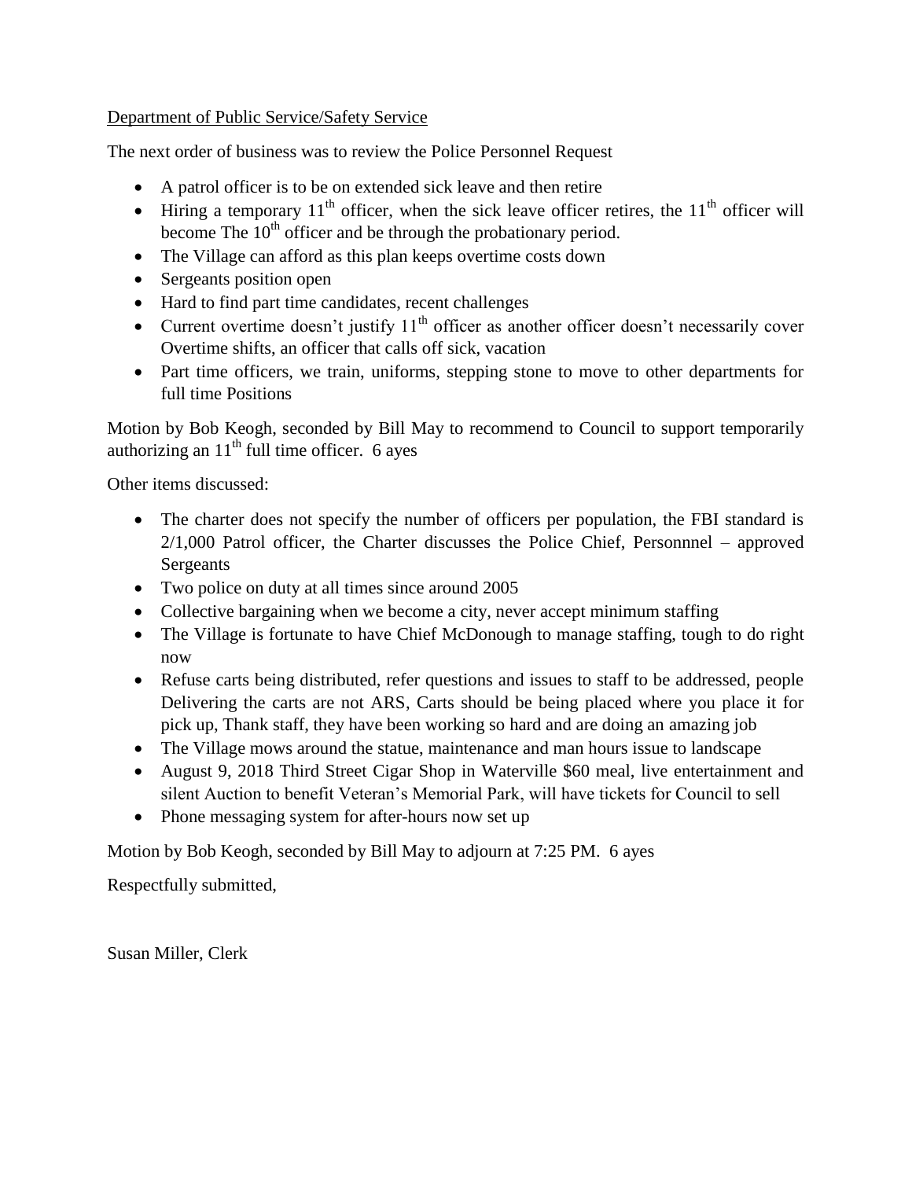Department of Public Service/Safety Service

The next order of business was to review the Police Personnel Request

- A patrol officer is to be on extended sick leave and then retire
- Hiring a temporary 11th officer, when the sick leave officer retires, the 11th officer will become The 10th officer and be through the probationary period.
- The Village can afford as this plan keeps overtime costs down
- Sergeants position open
- Hard to find part time candidates, recent challenges
- Current overtime doesn't justify 11th officer as another officer doesn't necessarily cover Overtime shifts, an officer that calls off sick, vacation
- Part time officers, we train, uniforms, stepping stone to move to other departments for full time Positions

Motion by Bob Keogh, seconded by Bill May to recommend to Council to support temporarily authorizing an 11th full time officer. 6 ayes

Other items discussed:

- The charter does not specify the number of officers per population, the FBI standard is 2/1,000 Patrol officer, the Charter discusses the Police Chief, Personnnel – approved Sergeants
- Two police on duty at all times since around 2005
- Collective bargaining when we become a city, never accept minimum staffing
- The Village is fortunate to have Chief McDonough to manage staffing, tough to do right now
- Refuse carts being distributed, refer questions and issues to staff to be addressed, people Delivering the carts are not ARS, Carts should be being placed where you place it for pick up, Thank staff, they have been working so hard and are doing an amazing job
- The Village mows around the statue, maintenance and man hours issue to landscape
- August 9, 2018 Third Street Cigar Shop in Waterville $60 meal, live entertainment and silent Auction to benefit Veteran's Memorial Park, will have tickets for Council to sell
- Phone messaging system for after-hours now set up

Motion by Bob Keogh, seconded by Bill May to adjourn at 7:25 PM. 6 ayes

Respectfully submitted,

Susan Miller, Clerk